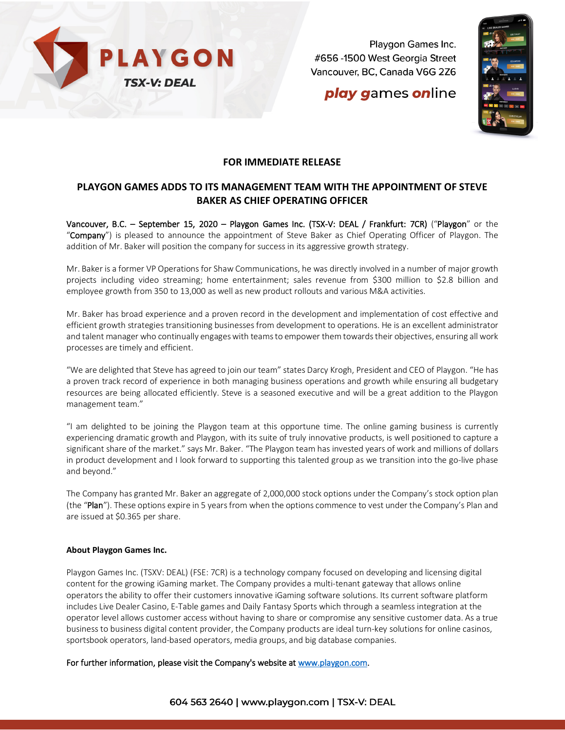PLAYGON

TSX-V: DEAL

Playgon Games Inc.
#656 -1500 West Georgia Street
Vancouver, BC, Canada V6G 2Z6

**play games online**

**FOR IMMEDIATE RELEASE**

# PLAYGON GAMES ADDS TO ITS MANAGEMENT TEAM WITH THE APPOINTMENT OF STEVE BAKER AS CHIEF OPERATING OFFICER

Vancouver, B.C. – September 15, 2020 – Playgon Games Inc. (TSX-V: DEAL / Frankfurt: 7CR) ("Playgon" or the "Company") is pleased to announce the appointment of Steve Baker as Chief Operating Officer of Playgon. The addition of Mr. Baker will position the company for success in its aggressive growth strategy.

Mr. Baker is a former VP Operations for Shaw Communications, he was directly involved in a number of major growth projects including video streaming; home entertainment; sales revenue from $300 million to $2.8 billion and employee growth from 350 to 13,000 as well as new product rollouts and various M&A activities.

Mr. Baker has broad experience and a proven record in the development and implementation of cost effective and efficient growth strategies transitioning businesses from development to operations. He is an excellent administrator and talent manager who continually engages with teams to empower them towards their objectives, ensuring all work processes are timely and efficient.

"We are delighted that Steve has agreed to join our team" states Darcy Krogh, President and CEO of Playgon. "He has a proven track record of experience in both managing business operations and growth while ensuring all budgetary resources are being allocated efficiently. Steve is a seasoned executive and will be a great addition to the Playgon management team."

"I am delighted to be joining the Playgon team at this opportune time. The online gaming business is currently experiencing dramatic growth and Playgon, with its suite of truly innovative products, is well positioned to capture a significant share of the market." says Mr. Baker. "The Playgon team has invested years of work and millions of dollars in product development and I look forward to supporting this talented group as we transition into the go-live phase and beyond."

The Company has granted Mr. Baker an aggregate of 2,000,000 stock options under the Company's stock option plan (the "Plan"). These options expire in 5 years from when the options commence to vest under the Company's Plan and are issued at $0.365 per share.

**About Playgon Games Inc.**

Playgon Games Inc. (TSXV: DEAL) (FSE: 7CR) is a technology company focused on developing and licensing digital content for the growing iGaming market. The Company provides a multi-tenant gateway that allows online operators the ability to offer their customers innovative iGaming software solutions. Its current software platform includes Live Dealer Casino, E-Table games and Daily Fantasy Sports which through a seamless integration at the operator level allows customer access without having to share or compromise any sensitive customer data. As a true business to business digital content provider, the Company products are ideal turn-key solutions for online casinos, sportsbook operators, land-based operators, media groups, and big database companies.

For further information, please visit the Company's website at [www.playgon.com](http://www.playgon.com).

604 563 2640 | www.playgon.com | TSX-V: DEAL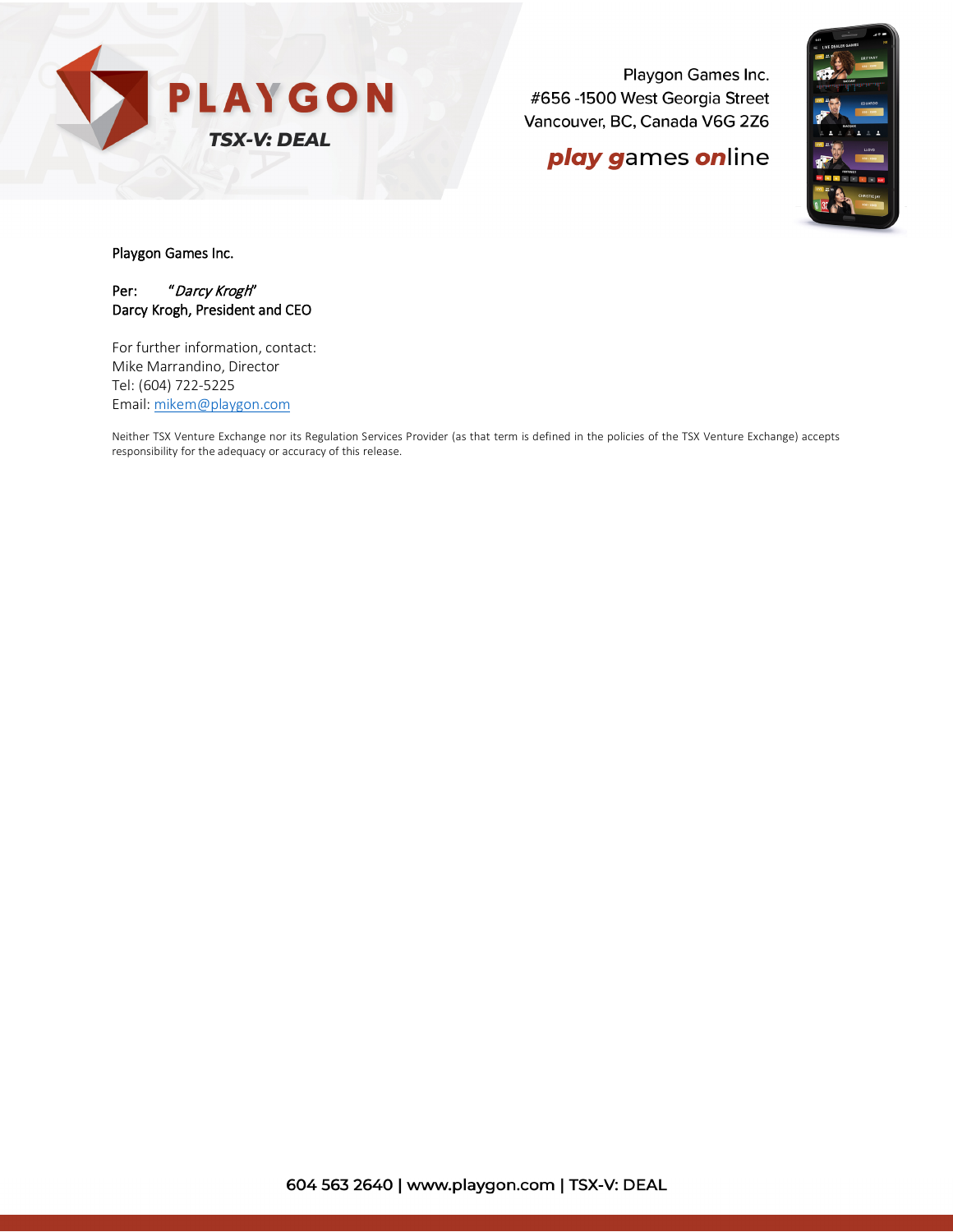Playgon Games Inc.

Per: *"Darcy Krogh"*
Darcy Krogh, President and CEO

For further information, contact:
Mike Marrandino, Director
Tel: (604) 722-5225
Email: mikem@playgon.com

Neither TSX Venture Exchange nor its Regulation Services Provider (as that term is defined in the policies of the TSX Venture Exchange) accepts responsibility for the adequacy or accuracy of this release.